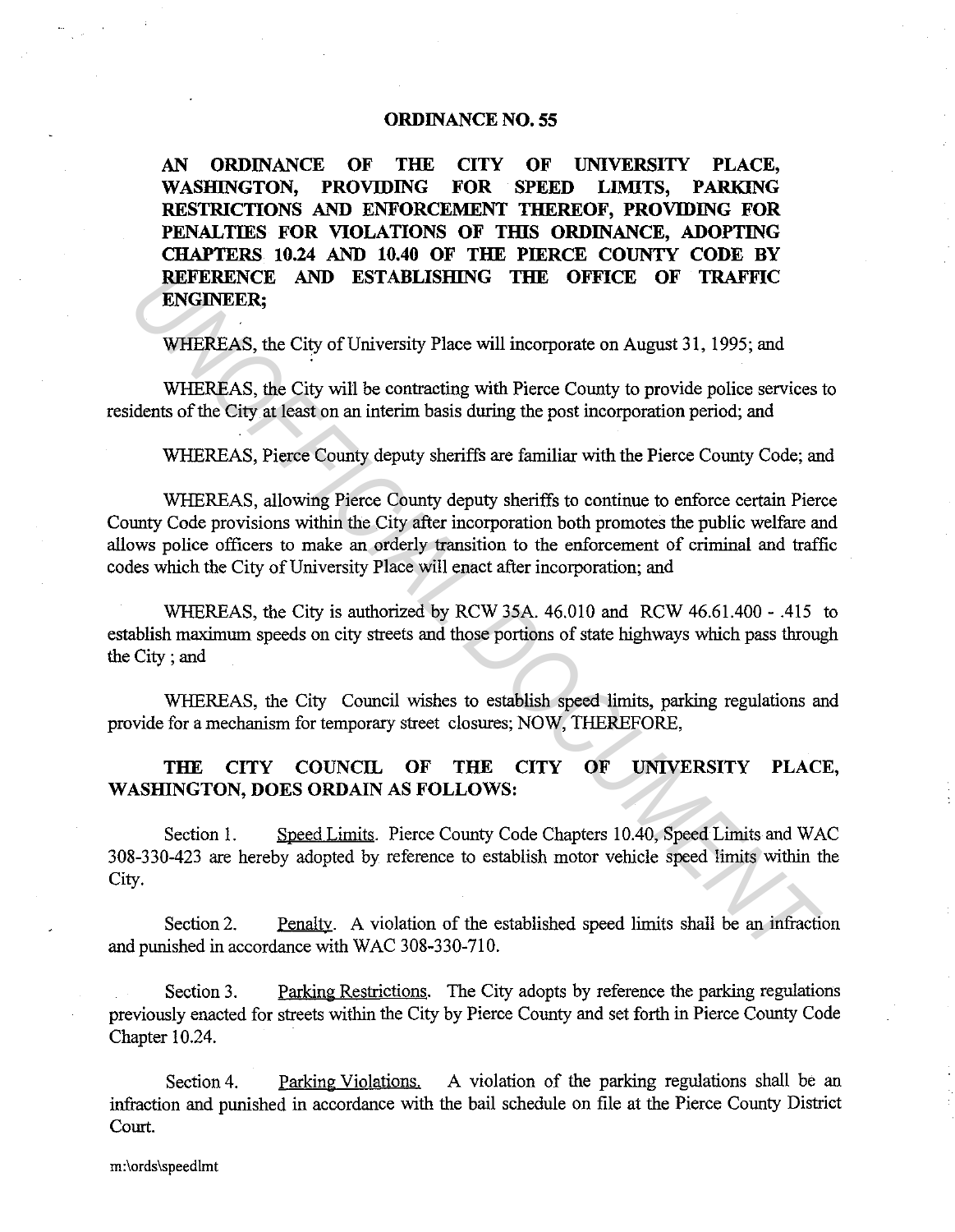# ORDINANCE NO. 55

**AN ORDINANCE OF THE CITY OF UNIVERSITY PLACE, WASHINGTON, PROVIDING FOR SPEED LIMITS, PARKING RESTRICTIONS AND ENFORCEMENT THEREOF, PROVIDING FOR PENALTIES FOR VIOLATIONS OF THIS ORDINANCE, ADOPTING CHAPTERS 10.24 AND 10.40 OF THE PIERCE COUNTY CODE BY REFERENCE AND ESTABLISHING THE OFFICE OF TRAFFIC ENGINEER;**

WHEREAS, the City of University Place will incorporate on August 31, 1995; and

WHEREAS, the City will be contracting with Pierce County to provide police services to residents of the City at least on an interim basis during the post incorporation period; and

WHEREAS, Pierce County deputy sheriffs are familiar with the Pierce County Code; and

WHEREAS, allowing Pierce County deputy sheriffs to continue to enforce certain Pierce County Code provisions within the City after incorporation both promotes the public welfare and allows police officers to make an orderly transition to the enforcement of criminal and traffic codes which the City of University Place will enact after incorporation; and

WHEREAS, the City is authorized by RCW 35A. 46.010 and RCW 46.61.400 - .415 to establish maximum speeds on city streets and those portions of state highways which pass through the City ; and

WHEREAS, the City Council wishes to establish speed limits, parking regulations and provide for a mechanism for temporary street closures; NOW, THEREFORE,

**THE CITY COUNCIL OF THE CITY OF UNIVERSITY PLACE, WASHINGTON, DOES ORDAIN AS FOLLOWS:**

Section 1. Speed Limits. Pierce County Code Chapters 10.40, Speed Limits and WAC 308-330-423 are hereby adopted by reference to establish motor vehicle speed limits within the City.

Section 2. Penalty. A violation of the established speed limits shall be an infraction and punished in accordance with WAC 308-330-710.

Section 3. Parking Restrictions. The City adopts by reference the parking regulations previously enacted for streets within the City by Pierce County and set forth in Pierce County Code Chapter 10.24.

Section 4. Parking Violations. A violation of the parking regulations shall be an infraction and punished in accordance with the bail schedule on file at the Pierce County District Court.

m:\ords\speedlmt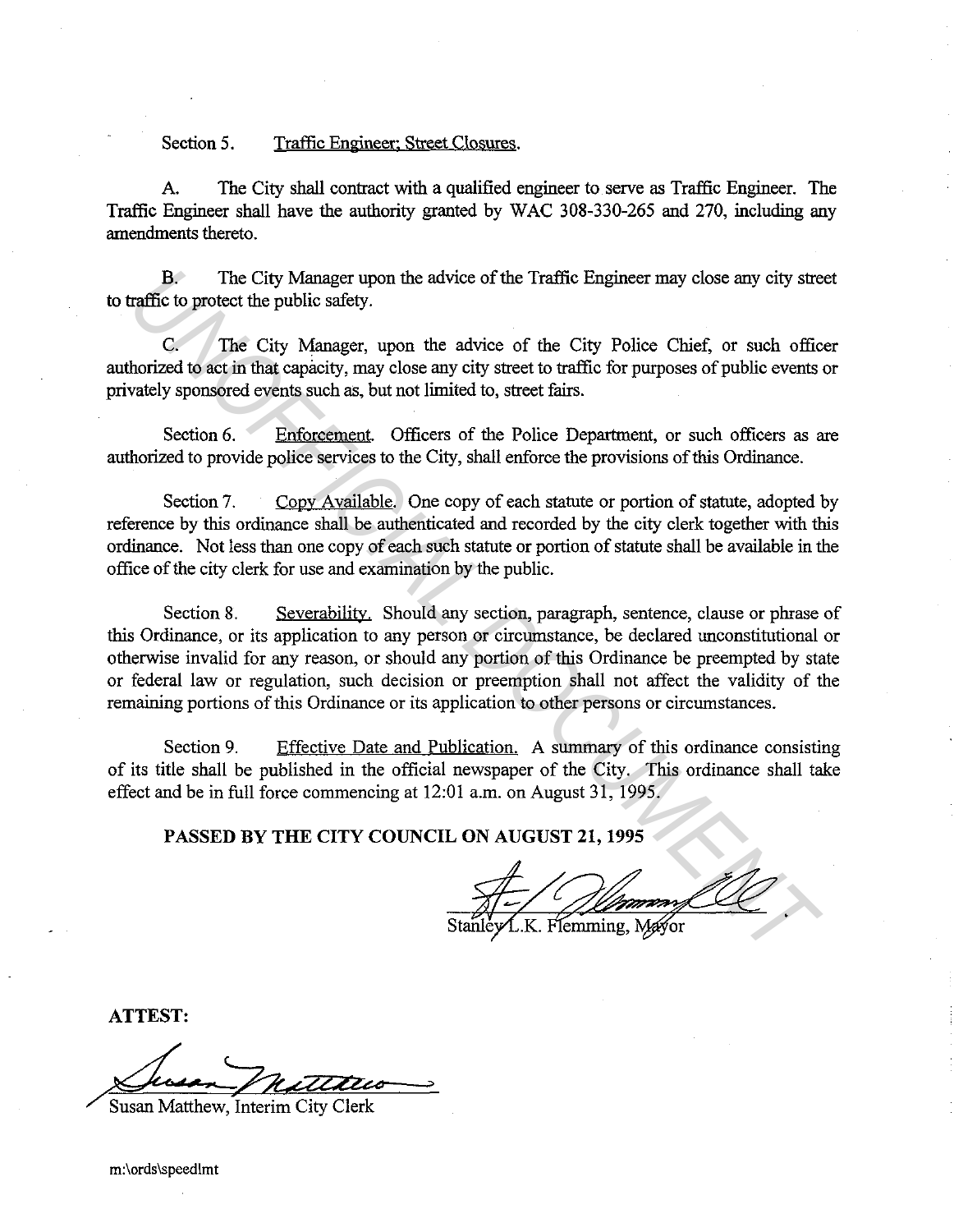Section 5. Traffic Engineer; Street Closures.

A. The City shall contract with a qualified engineer to serve as Traffic Engineer. The Traffic Engineer shall have the authority granted by WAC 308-330-265 and 270, including any amendments thereto.

B. The City Manager upon the advice of the Traffic Engineer may close any city street to traffic to protect the public safety.

C. The City Manager, upon the advice of the City Police Chief, or such officer authorized to act in that capacity, may close any city street to traffic for purposes of public events or privately sponsored events such as, but not limited to, street fairs.

Section 6. Enforcement. Officers of the Police Department, or such officers as are authorized to provide police services to the City, shall enforce the provisions of this Ordinance.

Section 7. Copy Available. One copy of each statute or portion of statute, adopted by reference by this ordinance shall be authenticated and recorded by the city clerk together with this ordinance. Not less than one copy of each such statute or portion of statute shall be available in the office of the city clerk for use and examination by the public.

Section 8. Severability. Should any section, paragraph, sentence, clause or phrase of this Ordinance, or its application to any person or circumstance, be declared unconstitutional or otherwise invalid for any reason, or should any portion of this Ordinance be preempted by state or federal law or regulation, such decision or preemption shall not affect the validity of the remaining portions of this Ordinance or its application to other persons or circumstances.

Section 9. Effective Date and Publication. A summary of this ordinance consisting of its title shall be published in the official newspaper of the City. This ordinance shall take effect and be in full force commencing at 12:01 a.m. on August 31, 1995.

**PASSED BY THE CITY COUNCIL ON AUGUST 21, 1995**

Stanley L.K. Flemming, Mayor

**ATTEST:**

Susan Matthew, Interim City Clerk

m:\ords\speedlmt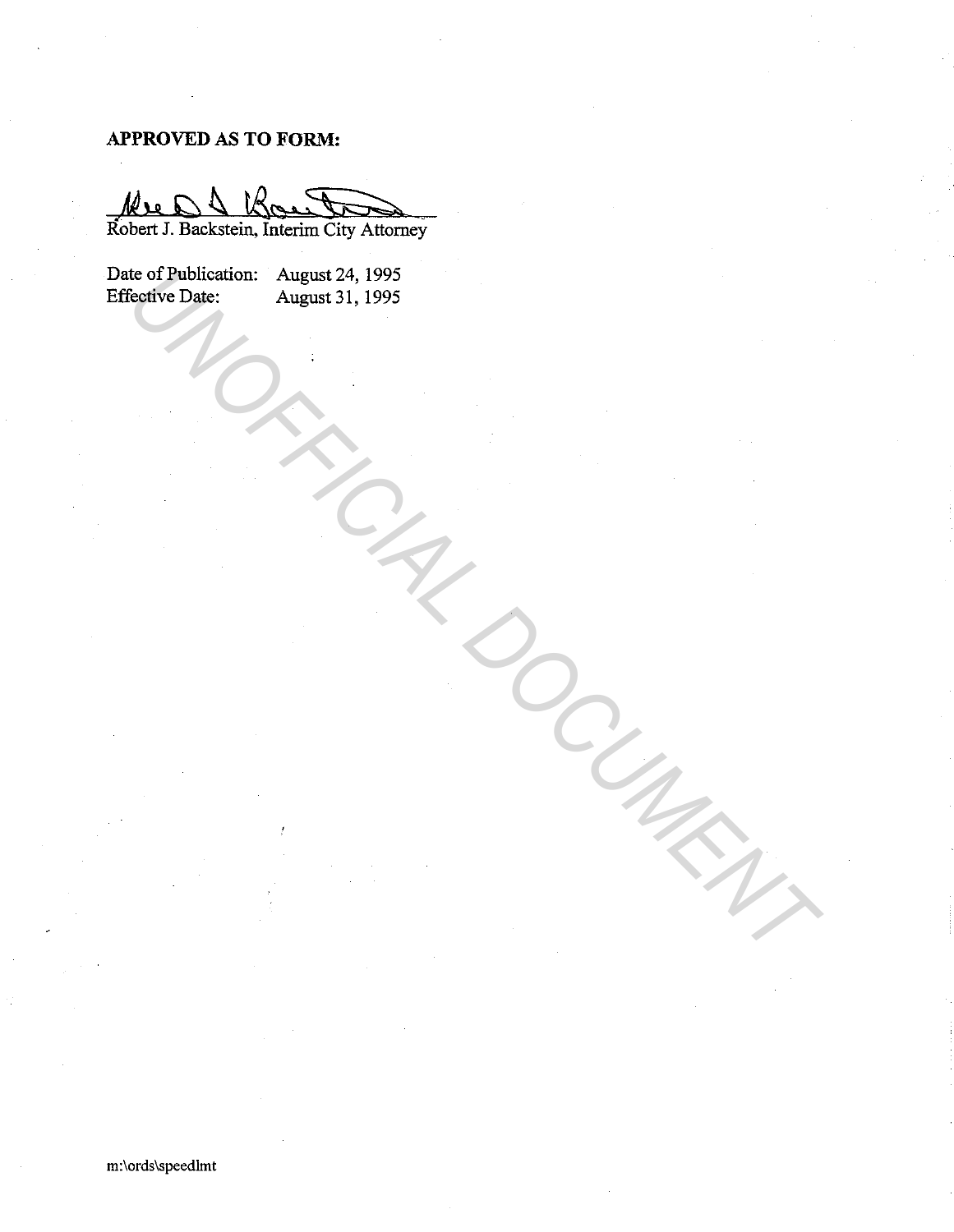**APPROVED AS TO FORM:**

Robert J. Backstein, Interim City Attorney

Date of Publication: August 24, 1995
Effective Date: August 31, 1995

m:\ords\speedlmt